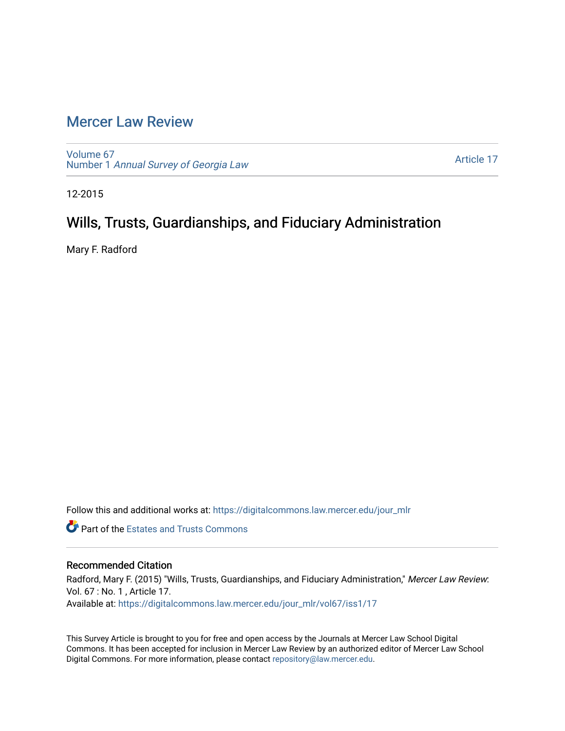# Mercer Law Review

Volume 67
Number 1 *Annual Survey of Georgia Law*

Article 17

12-2015

## Wills, Trusts, Guardianships, and Fiduciary Administration

Mary F. Radford

Follow this and additional works at: https://digitalcommons.law.mercer.edu/jour_mlr

Part of the Estates and Trusts Commons

### Recommended Citation

Radford, Mary F. (2015) "Wills, Trusts, Guardianships, and Fiduciary Administration," *Mercer Law Review*: Vol. 67 : No. 1 , Article 17.
Available at: https://digitalcommons.law.mercer.edu/jour_mlr/vol67/iss1/17

This Survey Article is brought to you for free and open access by the Journals at Mercer Law School Digital Commons. It has been accepted for inclusion in Mercer Law Review by an authorized editor of Mercer Law School Digital Commons. For more information, please contact repository@law.mercer.edu.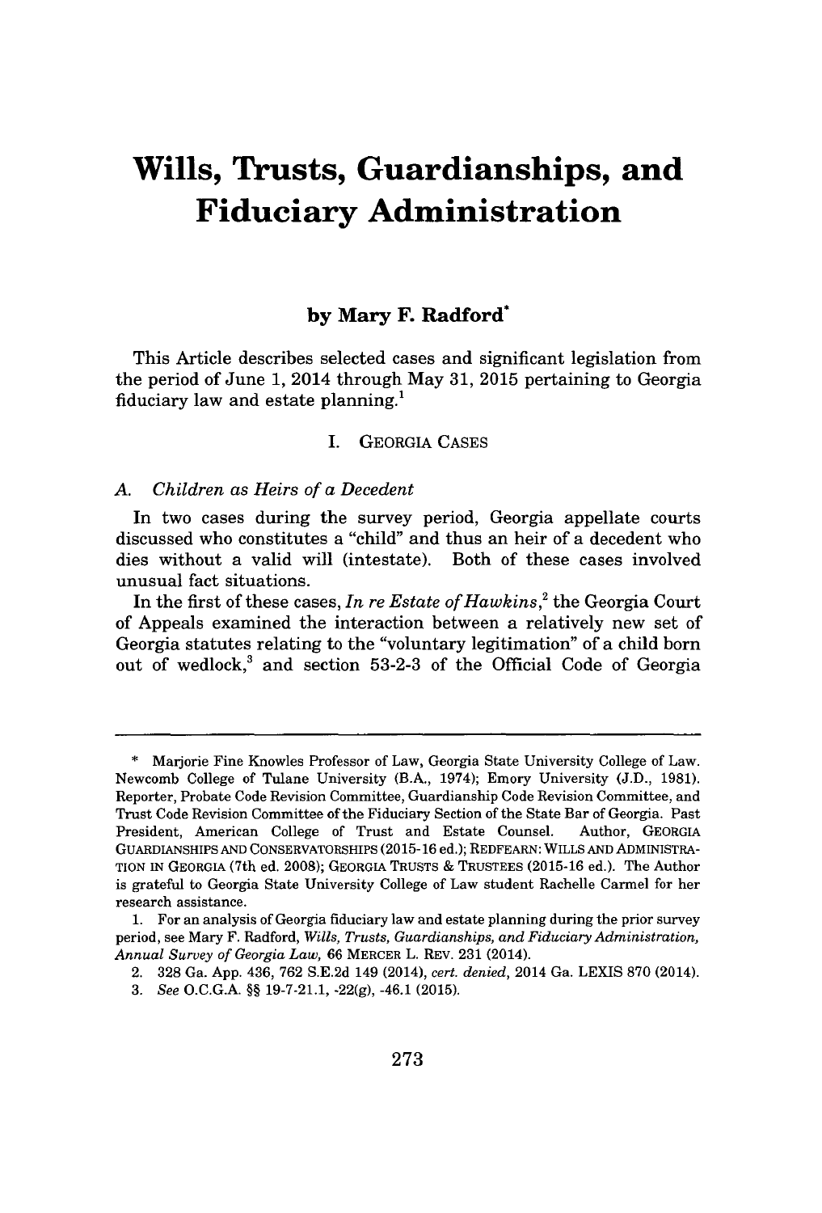# Wills, Trusts, Guardianships, and Fiduciary Administration

**by Mary F. Radford***

This Article describes selected cases and significant legislation from the period of June 1, 2014 through May 31, 2015 pertaining to Georgia fiduciary law and estate planning.[1]

## I. GEORGIA CASES

### A. *Children as Heirs of a Decedent*

In two cases during the survey period, Georgia appellate courts discussed who constitutes a "child" and thus an heir of a decedent who dies without a valid will (intestate). Both of these cases involved unusual fact situations.

In the first of these cases, *In re Estate of Hawkins*,[2] the Georgia Court of Appeals examined the interaction between a relatively new set of Georgia statutes relating to the "voluntary legitimation" of a child born out of wedlock,[3] and section 53-2-3 of the Official Code of Georgia

---

\* Marjorie Fine Knowles Professor of Law, Georgia State University College of Law. Newcomb College of Tulane University (B.A., 1974); Emory University (J.D., 1981). Reporter, Probate Code Revision Committee, Guardianship Code Revision Committee, and Trust Code Revision Committee of the Fiduciary Section of the State Bar of Georgia. Past President, American College of Trust and Estate Counsel. Author, GEORGIA GUARDIANSHIPS AND CONSERVATORSHIPS (2015-16 ed.); REDFEARN: WILLS AND ADMINISTRATION IN GEORGIA (7th ed. 2008); GEORGIA TRUSTS & TRUSTEES (2015-16 ed.). The Author is grateful to Georgia State University College of Law student Rachelle Carmel for her research assistance.

1. For an analysis of Georgia fiduciary law and estate planning during the prior survey period, see Mary F. Radford, *Wills, Trusts, Guardianships, and Fiduciary Administration, Annual Survey of Georgia Law*, 66 MERCER L. REV. 231 (2014).

2. 328 Ga. App. 436, 762 S.E.2d 149 (2014), *cert. denied*, 2014 Ga. LEXIS 870 (2014).

3. *See* O.C.G.A. §§ 19-7-21.1, -22(g), -46.1 (2015).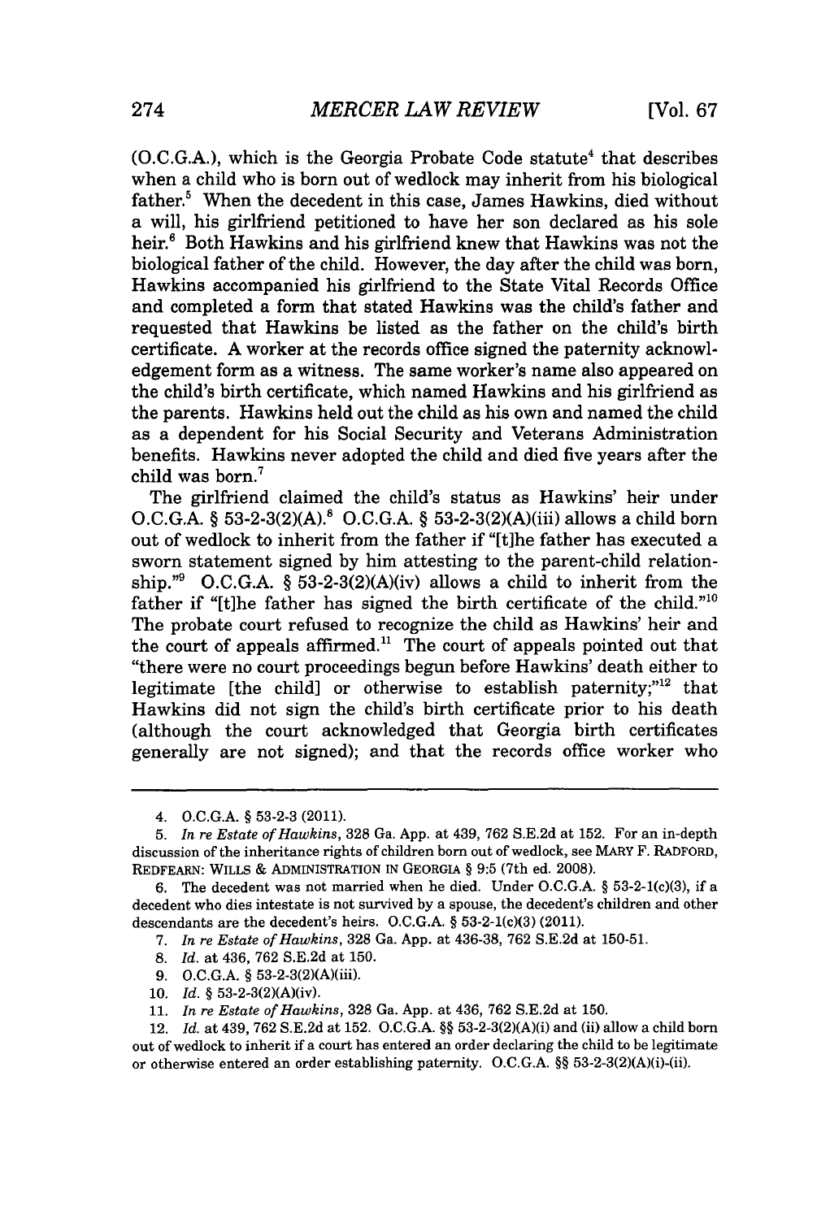(O.C.G.A.), which is the Georgia Probate Code statute[4] that describes when a child who is born out of wedlock may inherit from his biological father.[5] When the decedent in this case, James Hawkins, died without a will, his girlfriend petitioned to have her son declared as his sole heir.[6] Both Hawkins and his girlfriend knew that Hawkins was not the biological father of the child. However, the day after the child was born, Hawkins accompanied his girlfriend to the State Vital Records Office and completed a form that stated Hawkins was the child's father and requested that Hawkins be listed as the father on the child's birth certificate. A worker at the records office signed the paternity acknowledgement form as a witness. The same worker's name also appeared on the child's birth certificate, which named Hawkins and his girlfriend as the parents. Hawkins held out the child as his own and named the child as a dependent for his Social Security and Veterans Administration benefits. Hawkins never adopted the child and died five years after the child was born.[7]

The girlfriend claimed the child's status as Hawkins' heir under O.C.G.A. § 53-2-3(2)(A).[8] O.C.G.A. § 53-2-3(2)(A)(iii) allows a child born out of wedlock to inherit from the father if "[t]he father has executed a sworn statement signed by him attesting to the parent-child relationship."[9] O.C.G.A. § 53-2-3(2)(A)(iv) allows a child to inherit from the father if "[t]he father has signed the birth certificate of the child."[10] The probate court refused to recognize the child as Hawkins' heir and the court of appeals affirmed.[11] The court of appeals pointed out that "there were no court proceedings begun before Hawkins' death either to legitimate [the child] or otherwise to establish paternity;"[12] that Hawkins did not sign the child's birth certificate prior to his death (although the court acknowledged that Georgia birth certificates generally are not signed); and that the records office worker who

---

4. O.C.G.A. § 53-2-3 (2011).

5. *In re Estate of Hawkins*, 328 Ga. App. at 439, 762 S.E.2d at 152. For an in-depth discussion of the inheritance rights of children born out of wedlock, see MARY F. RADFORD, REDFEARN: WILLS & ADMINISTRATION IN GEORGIA § 9:5 (7th ed. 2008).

6. The decedent was not married when he died. Under O.C.G.A. § 53-2-1(c)(3), if a decedent who dies intestate is not survived by a spouse, the decedent's children and other descendants are the decedent's heirs. O.C.G.A. § 53-2-1(c)(3) (2011).

7. *In re Estate of Hawkins*, 328 Ga. App. at 436-38, 762 S.E.2d at 150-51.

8. *Id.* at 436, 762 S.E.2d at 150.

9. O.C.G.A. § 53-2-3(2)(A)(iii).

10. *Id.* § 53-2-3(2)(A)(iv).

11. *In re Estate of Hawkins*, 328 Ga. App. at 436, 762 S.E.2d at 150.

12. *Id.* at 439, 762 S.E.2d at 152. O.C.G.A. §§ 53-2-3(2)(A)(i) and (ii) allow a child born out of wedlock to inherit if a court has entered an order declaring the child to be legitimate or otherwise entered an order establishing paternity. O.C.G.A. §§ 53-2-3(2)(A)(i)-(ii).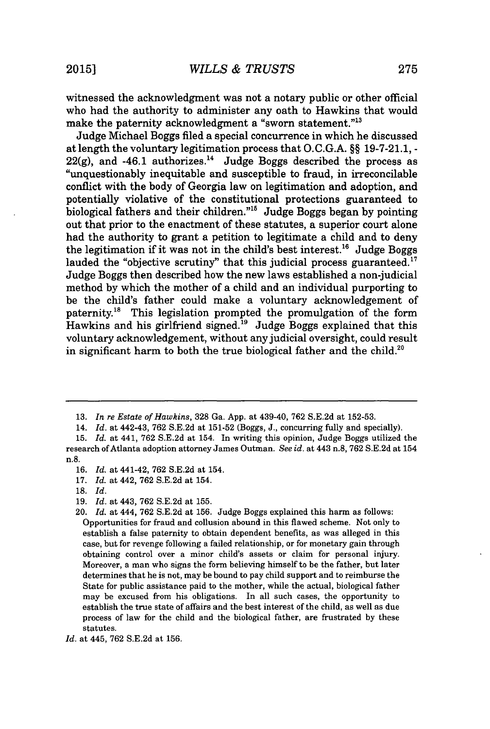witnessed the acknowledgment was not a notary public or other official who had the authority to administer any oath to Hawkins that would make the paternity acknowledgment a "sworn statement."[13]

Judge Michael Boggs filed a special concurrence in which he discussed at length the voluntary legitimation process that O.C.G.A. §§ 19-7-21.1, -22(g), and -46.1 authorizes.[14] Judge Boggs described the process as "unquestionably inequitable and susceptible to fraud, in irreconcilable conflict with the body of Georgia law on legitimation and adoption, and potentially violative of the constitutional protections guaranteed to biological fathers and their children."[15] Judge Boggs began by pointing out that prior to the enactment of these statutes, a superior court alone had the authority to grant a petition to legitimate a child and to deny the legitimation if it was not in the child's best interest.[16] Judge Boggs lauded the "objective scrutiny" that this judicial process guaranteed.[17] Judge Boggs then described how the new laws established a non-judicial method by which the mother of a child and an individual purporting to be the child's father could make a voluntary acknowledgement of paternity.[18] This legislation prompted the promulgation of the form Hawkins and his girlfriend signed.[19] Judge Boggs explained that this voluntary acknowledgement, without any judicial oversight, could result in significant harm to both the true biological father and the child.[20]

---

13. *In re Estate of Hawkins*, 328 Ga. App. at 439-40, 762 S.E.2d at 152-53.

14. *Id.* at 442-43, 762 S.E.2d at 151-52 (Boggs, J., concurring fully and specially).

15. *Id.* at 441, 762 S.E.2d at 154. In writing this opinion, Judge Boggs utilized the research of Atlanta adoption attorney James Outman. *See id.* at 443 n.8, 762 S.E.2d at 154 n.8.

16. *Id.* at 441-42, 762 S.E.2d at 154.

17. *Id.* at 442, 762 S.E.2d at 154.

18. *Id.*

19. *Id.* at 443, 762 S.E.2d at 155.

20. *Id.* at 444, 762 S.E.2d at 156. Judge Boggs explained this harm as follows:

> Opportunities for fraud and collusion abound in this flawed scheme. Not only to establish a false paternity to obtain dependent benefits, as was alleged in this case, but for revenge following a failed relationship, or for monetary gain through obtaining control over a minor child's assets or claim for personal injury. Moreover, a man who signs the form believing himself to be the father, but later determines that he is not, may be bound to pay child support and to reimburse the State for public assistance paid to the mother, while the actual, biological father may be excused from his obligations. In all such cases, the opportunity to establish the true state of affairs and the best interest of the child, as well as due process of law for the child and the biological father, are frustrated by these statutes.

*Id.* at 445, 762 S.E.2d at 156.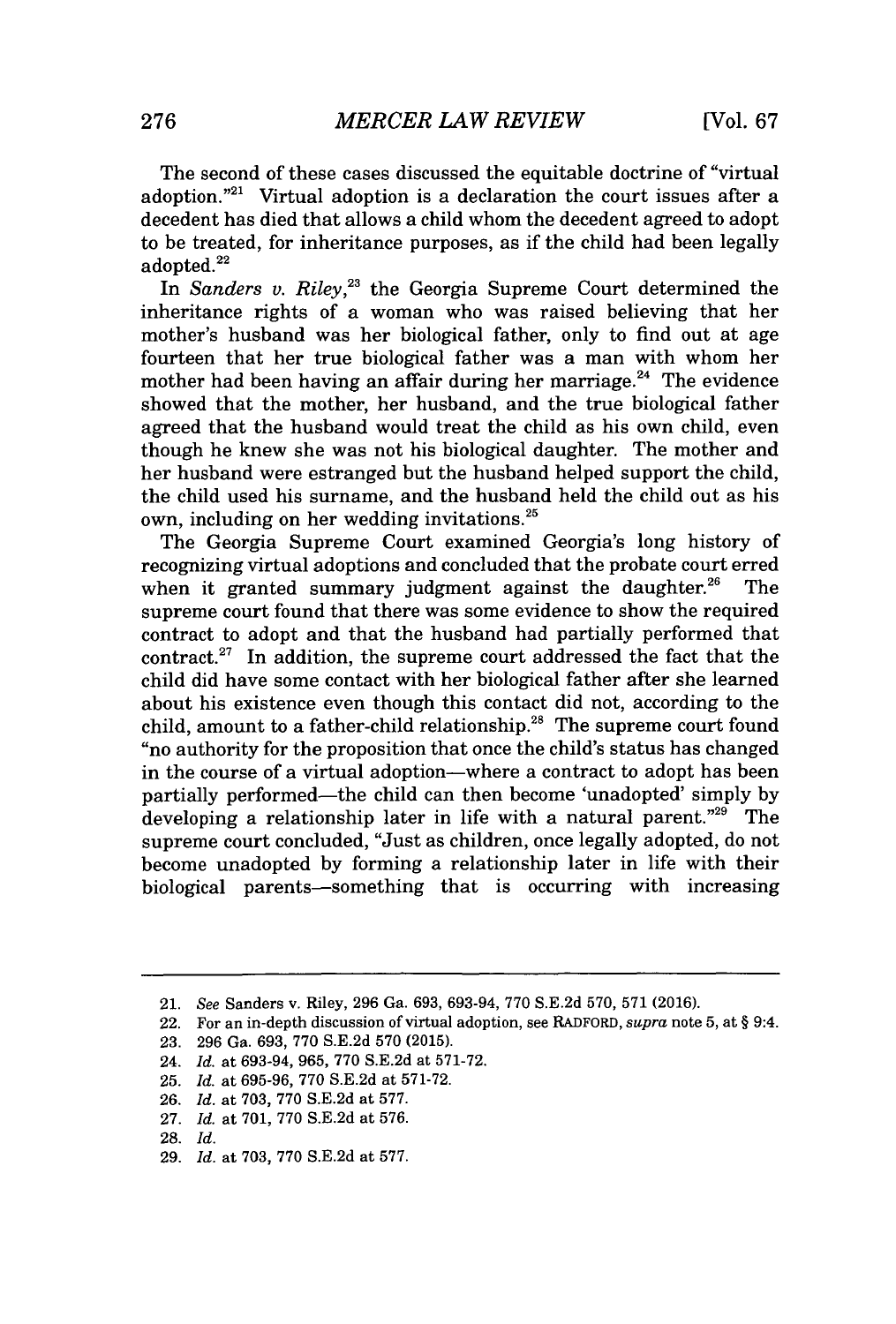The second of these cases discussed the equitable doctrine of "virtual adoption."[21] Virtual adoption is a declaration the court issues after a decedent has died that allows a child whom the decedent agreed to adopt to be treated, for inheritance purposes, as if the child had been legally adopted.[22]

In *Sanders v. Riley*,[23] the Georgia Supreme Court determined the inheritance rights of a woman who was raised believing that her mother's husband was her biological father, only to find out at age fourteen that her true biological father was a man with whom her mother had been having an affair during her marriage.[24] The evidence showed that the mother, her husband, and the true biological father agreed that the husband would treat the child as his own child, even though he knew she was not his biological daughter. The mother and her husband were estranged but the husband helped support the child, the child used his surname, and the husband held the child out as his own, including on her wedding invitations.[25]

The Georgia Supreme Court examined Georgia's long history of recognizing virtual adoptions and concluded that the probate court erred when it granted summary judgment against the daughter.[26] The supreme court found that there was some evidence to show the required contract to adopt and that the husband had partially performed that contract.[27] In addition, the supreme court addressed the fact that the child did have some contact with her biological father after she learned about his existence even though this contact did not, according to the child, amount to a father-child relationship.[28] The supreme court found "no authority for the proposition that once the child's status has changed in the course of a virtual adoption—where a contract to adopt has been partially performed—the child can then become 'unadopted' simply by developing a relationship later in life with a natural parent."[29] The supreme court concluded, "Just as children, once legally adopted, do not become unadopted by forming a relationship later in life with their biological parents—something that is occurring with increasing

---

21. *See* Sanders v. Riley, 296 Ga. 693, 693-94, 770 S.E.2d 570, 571 (2016).
22. For an in-depth discussion of virtual adoption, see RADFORD, *supra* note 5, at § 9:4.
23. 296 Ga. 693, 770 S.E.2d 570 (2015).
24. *Id.* at 693-94, 965, 770 S.E.2d at 571-72.
25. *Id.* at 695-96, 770 S.E.2d at 571-72.
26. *Id.* at 703, 770 S.E.2d at 577.
27. *Id.* at 701, 770 S.E.2d at 576.
28. *Id.*
29. *Id.* at 703, 770 S.E.2d at 577.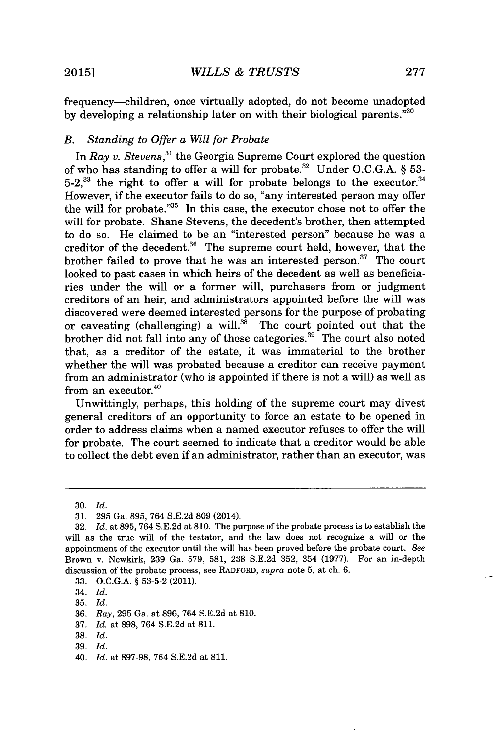frequency—children, once virtually adopted, do not become unadopted by developing a relationship later on with their biological parents."[30]

### B. Standing to Offer a Will for Probate

In *Ray v. Stevens*,[31] the Georgia Supreme Court explored the question of who has standing to offer a will for probate.[32] Under O.C.G.A. § 53-5-2,[33] the right to offer a will for probate belongs to the executor.[34] However, if the executor fails to do so, "any interested person may offer the will for probate."[35] In this case, the executor chose not to offer the will for probate. Shane Stevens, the decedent's brother, then attempted to do so. He claimed to be an "interested person" because he was a creditor of the decedent.[36] The supreme court held, however, that the brother failed to prove that he was an interested person.[37] The court looked to past cases in which heirs of the decedent as well as beneficiaries under the will or a former will, purchasers from or judgment creditors of an heir, and administrators appointed before the will was discovered were deemed interested persons for the purpose of probating or caveating (challenging) a will.[38] The court pointed out that the brother did not fall into any of these categories.[39] The court also noted that, as a creditor of the estate, it was immaterial to the brother whether the will was probated because a creditor can receive payment from an administrator (who is appointed if there is not a will) as well as from an executor.[40]

Unwittingly, perhaps, this holding of the supreme court may divest general creditors of an opportunity to force an estate to be opened in order to address claims when a named executor refuses to offer the will for probate. The court seemed to indicate that a creditor would be able to collect the debt even if an administrator, rather than an executor, was

---

30. *Id.*

31. 295 Ga. 895, 764 S.E.2d 809 (2014).

32. *Id.* at 895, 764 S.E.2d at 810. The purpose of the probate process is to establish the will as the true will of the testator, and the law does not recognize a will or the appointment of the executor until the will has been proved before the probate court. *See* Brown v. Newkirk, 239 Ga. 579, 581, 238 S.E.2d 352, 354 (1977). For an in-depth discussion of the probate process, see RADFORD, *supra* note 5, at ch. 6.

33. O.C.G.A. § 53-5-2 (2011).

34. *Id.*

35. *Id.*

36. *Ray*, 295 Ga. at 896, 764 S.E.2d at 810.

37. *Id.* at 898, 764 S.E.2d at 811.

38. *Id.*

39. *Id.*

40. *Id.* at 897-98, 764 S.E.2d at 811.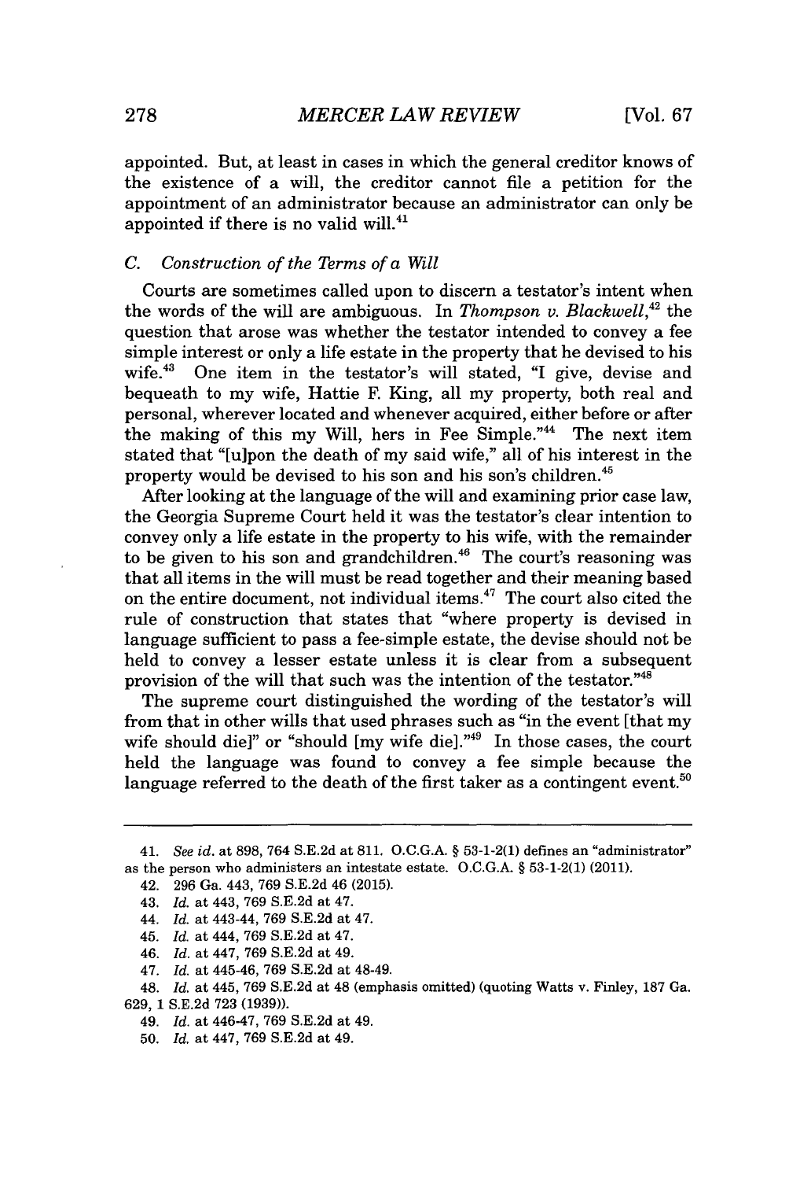appointed. But, at least in cases in which the general creditor knows of the existence of a will, the creditor cannot file a petition for the appointment of an administrator because an administrator can only be appointed if there is no valid will.[41]

### C. *Construction of the Terms of a Will*

Courts are sometimes called upon to discern a testator's intent when the words of the will are ambiguous. In *Thompson v. Blackwell*,[42] the question that arose was whether the testator intended to convey a fee simple interest or only a life estate in the property that he devised to his wife.[43] One item in the testator's will stated, "I give, devise and bequeath to my wife, Hattie F. King, all my property, both real and personal, wherever located and whenever acquired, either before or after the making of this my Will, hers in Fee Simple."[44] The next item stated that "[u]pon the death of my said wife," all of his interest in the property would be devised to his son and his son's children.[45]

After looking at the language of the will and examining prior case law, the Georgia Supreme Court held it was the testator's clear intention to convey only a life estate in the property to his wife, with the remainder to be given to his son and grandchildren.[46] The court's reasoning was that all items in the will must be read together and their meaning based on the entire document, not individual items.[47] The court also cited the rule of construction that states that "where property is devised in language sufficient to pass a fee-simple estate, the devise should not be held to convey a lesser estate unless it is clear from a subsequent provision of the will that such was the intention of the testator."[48]

The supreme court distinguished the wording of the testator's will from that in other wills that used phrases such as "in the event [that my wife should die]" or "should [my wife die]."[49] In those cases, the court held the language was found to convey a fee simple because the language referred to the death of the first taker as a contingent event.[50]

---

41. *See id.* at 898, 764 S.E.2d at 811. O.C.G.A. § 53-1-2(1) defines an "administrator" as the person who administers an intestate estate. O.C.G.A. § 53-1-2(1) (2011).

42. 296 Ga. 443, 769 S.E.2d 46 (2015).

43. *Id.* at 443, 769 S.E.2d at 47.

44. *Id.* at 443-44, 769 S.E.2d at 47.

45. *Id.* at 444, 769 S.E.2d at 47.

46. *Id.* at 447, 769 S.E.2d at 49.

47. *Id.* at 445-46, 769 S.E.2d at 48-49.

48. *Id.* at 445, 769 S.E.2d at 48 (emphasis omitted) (quoting Watts v. Finley, 187 Ga. 629, 1 S.E.2d 723 (1939)).

49. *Id.* at 446-47, 769 S.E.2d at 49.

50. *Id.* at 447, 769 S.E.2d at 49.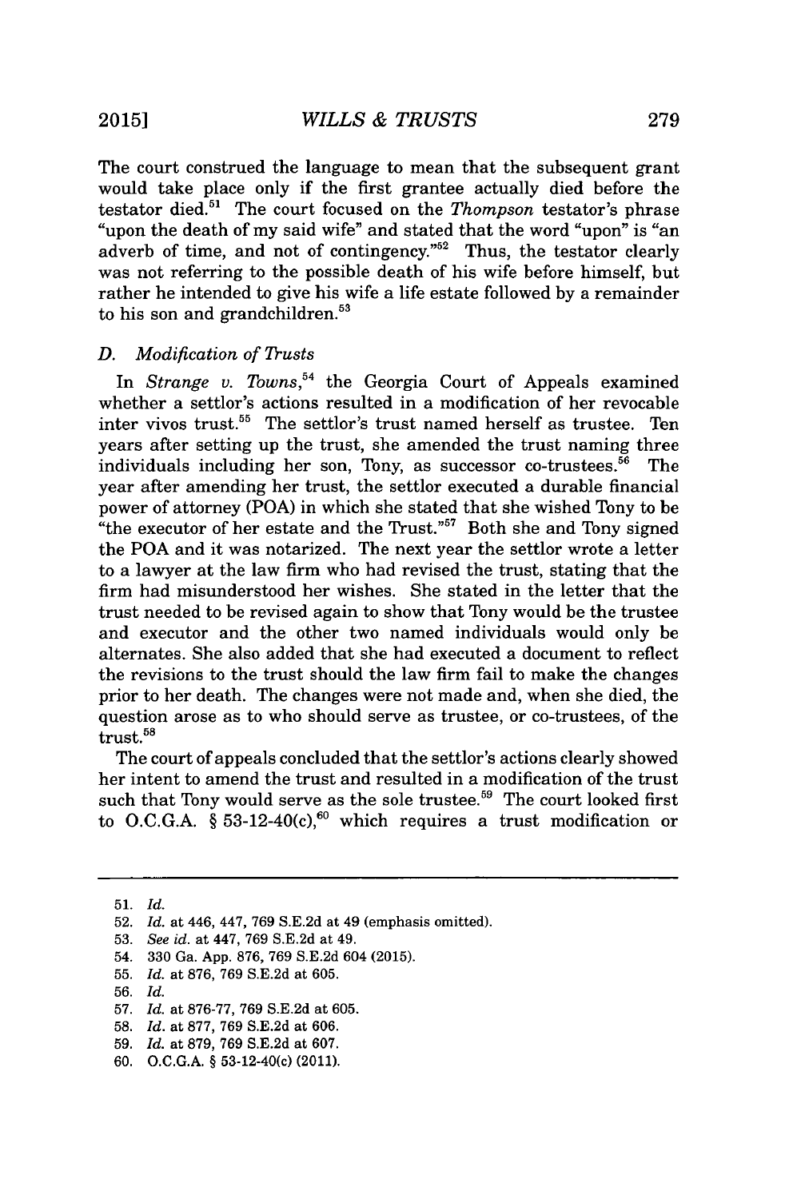The court construed the language to mean that the subsequent grant would take place only if the first grantee actually died before the testator died.[51] The court focused on the *Thompson* testator's phrase "upon the death of my said wife" and stated that the word "upon" is "an adverb of time, and not of contingency."[52] Thus, the testator clearly was not referring to the possible death of his wife before himself, but rather he intended to give his wife a life estate followed by a remainder to his son and grandchildren.[53]

### D. *Modification of Trusts*

In *Strange v. Towns*,[54] the Georgia Court of Appeals examined whether a settlor's actions resulted in a modification of her revocable inter vivos trust.[55] The settlor's trust named herself as trustee. Ten years after setting up the trust, she amended the trust naming three individuals including her son, Tony, as successor co-trustees.[56] The year after amending her trust, the settlor executed a durable financial power of attorney (POA) in which she stated that she wished Tony to be "the executor of her estate and the Trust."[57] Both she and Tony signed the POA and it was notarized. The next year the settlor wrote a letter to a lawyer at the law firm who had revised the trust, stating that the firm had misunderstood her wishes. She stated in the letter that the trust needed to be revised again to show that Tony would be the trustee and executor and the other two named individuals would only be alternates. She also added that she had executed a document to reflect the revisions to the trust should the law firm fail to make the changes prior to her death. The changes were not made and, when she died, the question arose as to who should serve as trustee, or co-trustees, of the trust.[58]

The court of appeals concluded that the settlor's actions clearly showed her intent to amend the trust and resulted in a modification of the trust such that Tony would serve as the sole trustee.[59] The court looked first to O.C.G.A. § 53-12-40(c),[60] which requires a trust modification or

---

51. *Id.*
52. *Id.* at 446, 447, 769 S.E.2d at 49 (emphasis omitted).
53. *See id.* at 447, 769 S.E.2d at 49.
54. 330 Ga. App. 876, 769 S.E.2d 604 (2015).
55. *Id.* at 876, 769 S.E.2d at 605.
56. *Id.*
57. *Id.* at 876-77, 769 S.E.2d at 605.
58. *Id.* at 877, 769 S.E.2d at 606.
59. *Id.* at 879, 769 S.E.2d at 607.
60. O.C.G.A. § 53-12-40(c) (2011).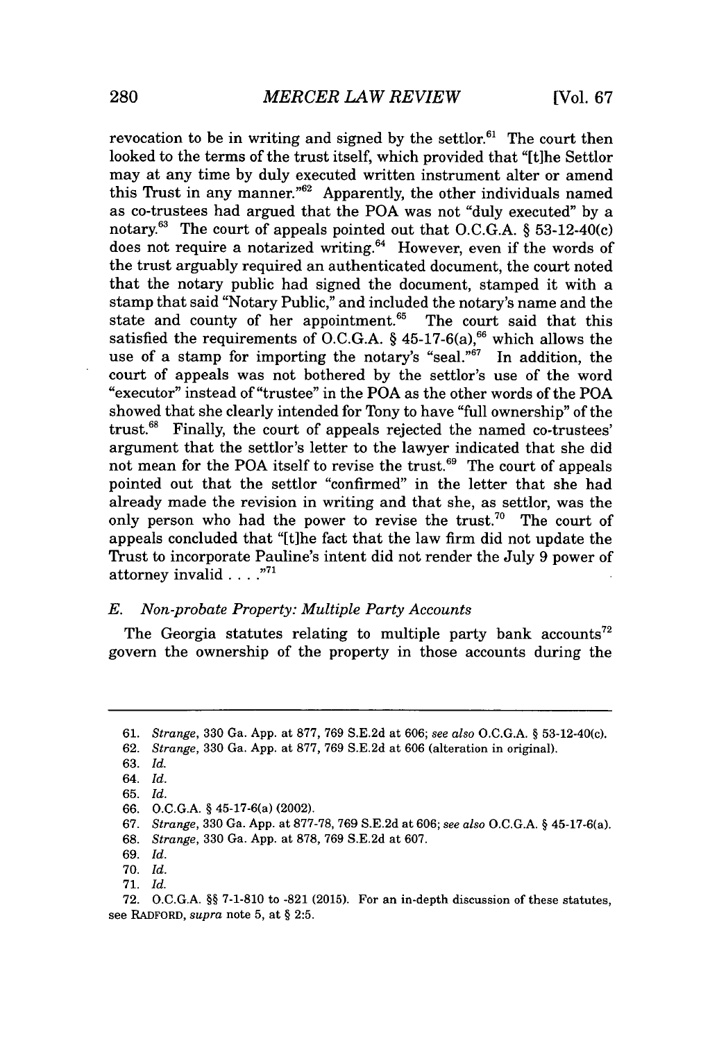revocation to be in writing and signed by the settlor.[61] The court then looked to the terms of the trust itself, which provided that "[t]he Settlor may at any time by duly executed written instrument alter or amend this Trust in any manner."[62] Apparently, the other individuals named as co-trustees had argued that the POA was not "duly executed" by a notary.[63] The court of appeals pointed out that O.C.G.A. § 53-12-40(c) does not require a notarized writing.[64] However, even if the words of the trust arguably required an authenticated document, the court noted that the notary public had signed the document, stamped it with a stamp that said "Notary Public," and included the notary's name and the state and county of her appointment.[65] The court said that this satisfied the requirements of O.C.G.A. § 45-17-6(a),[66] which allows the use of a stamp for importing the notary's "seal."[67] In addition, the court of appeals was not bothered by the settlor's use of the word "executor" instead of "trustee" in the POA as the other words of the POA showed that she clearly intended for Tony to have "full ownership" of the trust.[68] Finally, the court of appeals rejected the named co-trustees' argument that the settlor's letter to the lawyer indicated that she did not mean for the POA itself to revise the trust.[69] The court of appeals pointed out that the settlor "confirmed" in the letter that she had already made the revision in writing and that she, as settlor, was the only person who had the power to revise the trust.[70] The court of appeals concluded that "[t]he fact that the law firm did not update the Trust to incorporate Pauline's intent did not render the July 9 power of attorney invalid . . . ."[71]

### *E. Non-probate Property: Multiple Party Accounts*

The Georgia statutes relating to multiple party bank accounts[72] govern the ownership of the property in those accounts during the

---

61. *Strange*, 330 Ga. App. at 877, 769 S.E.2d at 606; *see also* O.C.G.A. § 53-12-40(c).

62. *Strange*, 330 Ga. App. at 877, 769 S.E.2d at 606 (alteration in original).

63. *Id.*

64. *Id.*

65. *Id.*

66. O.C.G.A. § 45-17-6(a) (2002).

67. *Strange*, 330 Ga. App. at 877-78, 769 S.E.2d at 606; *see also* O.C.G.A. § 45-17-6(a).

68. *Strange*, 330 Ga. App. at 878, 769 S.E.2d at 607.

69. *Id.*

70. *Id.*

71. *Id.*

72. O.C.G.A. §§ 7-1-810 to -821 (2015). For an in-depth discussion of these statutes, see RADFORD, *supra* note 5, at § 2:5.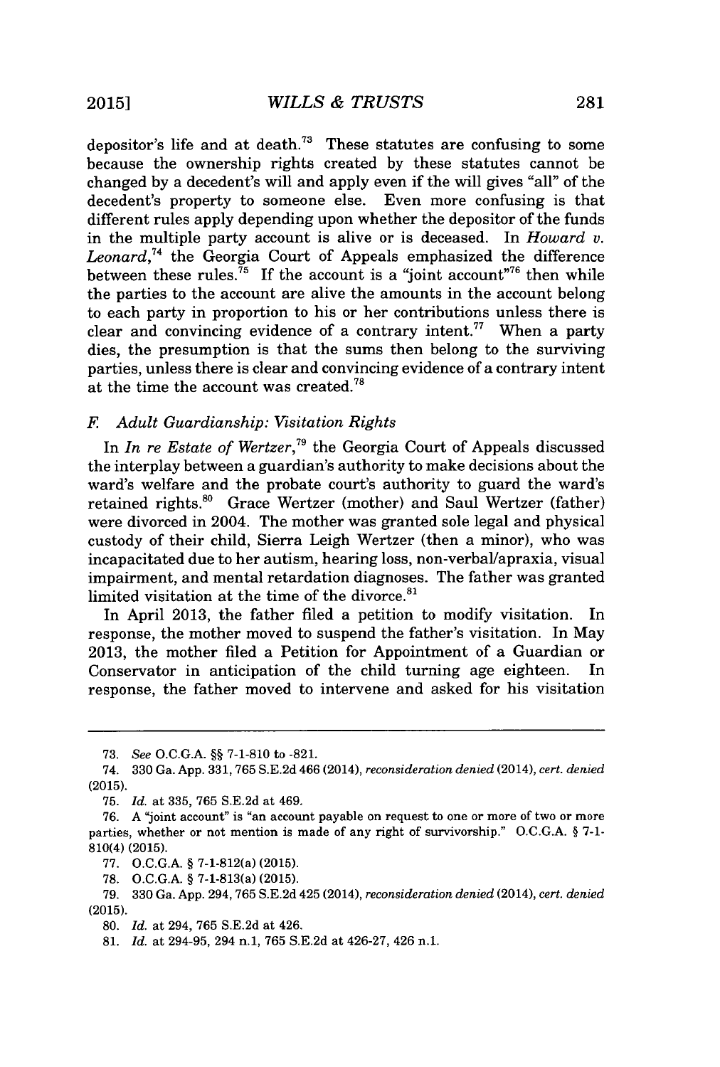depositor's life and at death.[73] These statutes are confusing to some because the ownership rights created by these statutes cannot be changed by a decedent's will and apply even if the will gives "all" of the decedent's property to someone else. Even more confusing is that different rules apply depending upon whether the depositor of the funds in the multiple party account is alive or is deceased. In *Howard v. Leonard*,[74] the Georgia Court of Appeals emphasized the difference between these rules.[75] If the account is a "joint account"[76] then while the parties to the account are alive the amounts in the account belong to each party in proportion to his or her contributions unless there is clear and convincing evidence of a contrary intent.[77] When a party dies, the presumption is that the sums then belong to the surviving parties, unless there is clear and convincing evidence of a contrary intent at the time the account was created.[78]

### *F. Adult Guardianship: Visitation Rights*

In *In re Estate of Wertzer*,[79] the Georgia Court of Appeals discussed the interplay between a guardian's authority to make decisions about the ward's welfare and the probate court's authority to guard the ward's retained rights.[80] Grace Wertzer (mother) and Saul Wertzer (father) were divorced in 2004. The mother was granted sole legal and physical custody of their child, Sierra Leigh Wertzer (then a minor), who was incapacitated due to her autism, hearing loss, non-verbal/apraxia, visual impairment, and mental retardation diagnoses. The father was granted limited visitation at the time of the divorce.[81]

In April 2013, the father filed a petition to modify visitation. In response, the mother moved to suspend the father's visitation. In May 2013, the mother filed a Petition for Appointment of a Guardian or Conservator in anticipation of the child turning age eighteen. In response, the father moved to intervene and asked for his visitation

---

73. *See* O.C.G.A. §§ 7-1-810 to -821.

74. 330 Ga. App. 331, 765 S.E.2d 466 (2014), *reconsideration denied* (2014), *cert. denied* (2015).

75. *Id.* at 335, 765 S.E.2d at 469.

76. A "joint account" is "an account payable on request to one or more of two or more parties, whether or not mention is made of any right of survivorship." O.C.G.A. § 7-1-810(4) (2015).

77. O.C.G.A. § 7-1-812(a) (2015).

78. O.C.G.A. § 7-1-813(a) (2015).

79. 330 Ga. App. 294, 765 S.E.2d 425 (2014), *reconsideration denied* (2014), *cert. denied* (2015).

80. *Id.* at 294, 765 S.E.2d at 426.

81. *Id.* at 294-95, 294 n.1, 765 S.E.2d at 426-27, 426 n.1.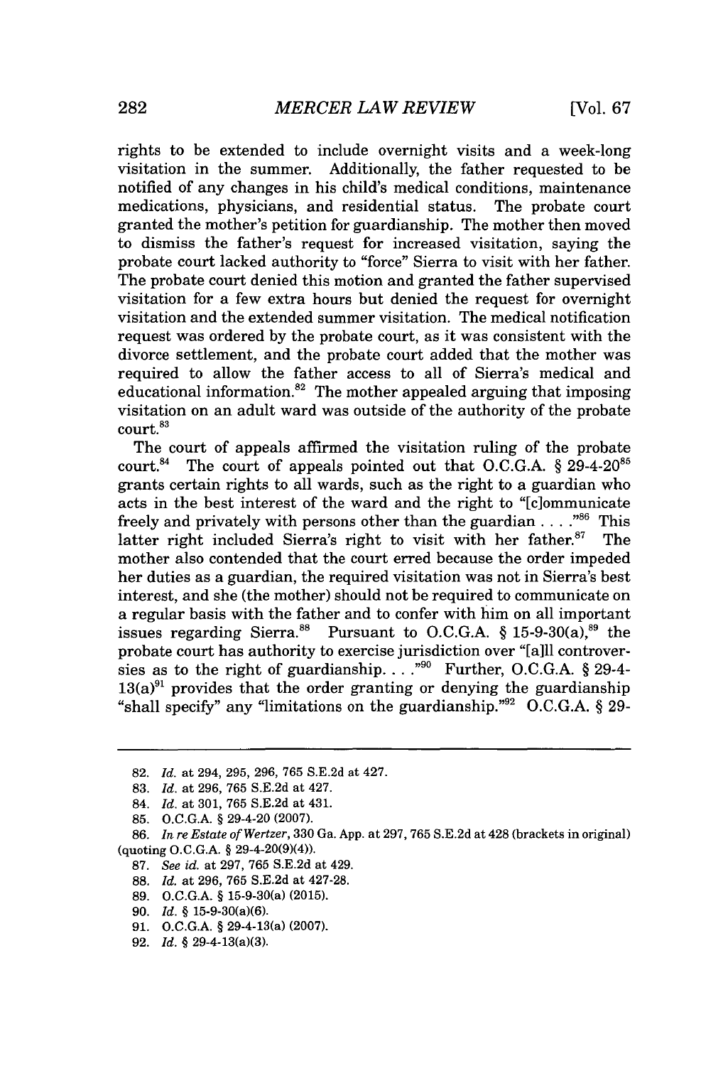rights to be extended to include overnight visits and a week-long visitation in the summer. Additionally, the father requested to be notified of any changes in his child's medical conditions, maintenance medications, physicians, and residential status. The probate court granted the mother's petition for guardianship. The mother then moved to dismiss the father's request for increased visitation, saying the probate court lacked authority to "force" Sierra to visit with her father. The probate court denied this motion and granted the father supervised visitation for a few extra hours but denied the request for overnight visitation and the extended summer visitation. The medical notification request was ordered by the probate court, as it was consistent with the divorce settlement, and the probate court added that the mother was required to allow the father access to all of Sierra's medical and educational information.[82] The mother appealed arguing that imposing visitation on an adult ward was outside of the authority of the probate court.[83]

The court of appeals affirmed the visitation ruling of the probate court.[84] The court of appeals pointed out that O.C.G.A. § 29-4-20[85] grants certain rights to all wards, such as the right to a guardian who acts in the best interest of the ward and the right to "[c]ommunicate freely and privately with persons other than the guardian . . . ."[86] This latter right included Sierra's right to visit with her father.[87] The mother also contended that the court erred because the order impeded her duties as a guardian, the required visitation was not in Sierra's best interest, and she (the mother) should not be required to communicate on a regular basis with the father and to confer with him on all important issues regarding Sierra.[88] Pursuant to O.C.G.A. § 15-9-30(a),[89] the probate court has authority to exercise jurisdiction over "[a]ll controversies as to the right of guardianship. . . ."[90] Further, O.C.G.A. § 29-4-13(a)[91] provides that the order granting or denying the guardianship "shall specify" any "limitations on the guardianship."[92] O.C.G.A. § 29-

---

82. *Id.* at 294, 295, 296, 765 S.E.2d at 427.

83. *Id.* at 296, 765 S.E.2d at 427.

84. *Id.* at 301, 765 S.E.2d at 431.

85. O.C.G.A. § 29-4-20 (2007).

86. *In re Estate of Wertzer*, 330 Ga. App. at 297, 765 S.E.2d at 428 (brackets in original) (quoting O.C.G.A. § 29-4-20(9)(4)).

87. *See id.* at 297, 765 S.E.2d at 429.

88. *Id.* at 296, 765 S.E.2d at 427-28.

89. O.C.G.A. § 15-9-30(a) (2015).

90. *Id.* § 15-9-30(a)(6).

91. O.C.G.A. § 29-4-13(a) (2007).

92. *Id.* § 29-4-13(a)(3).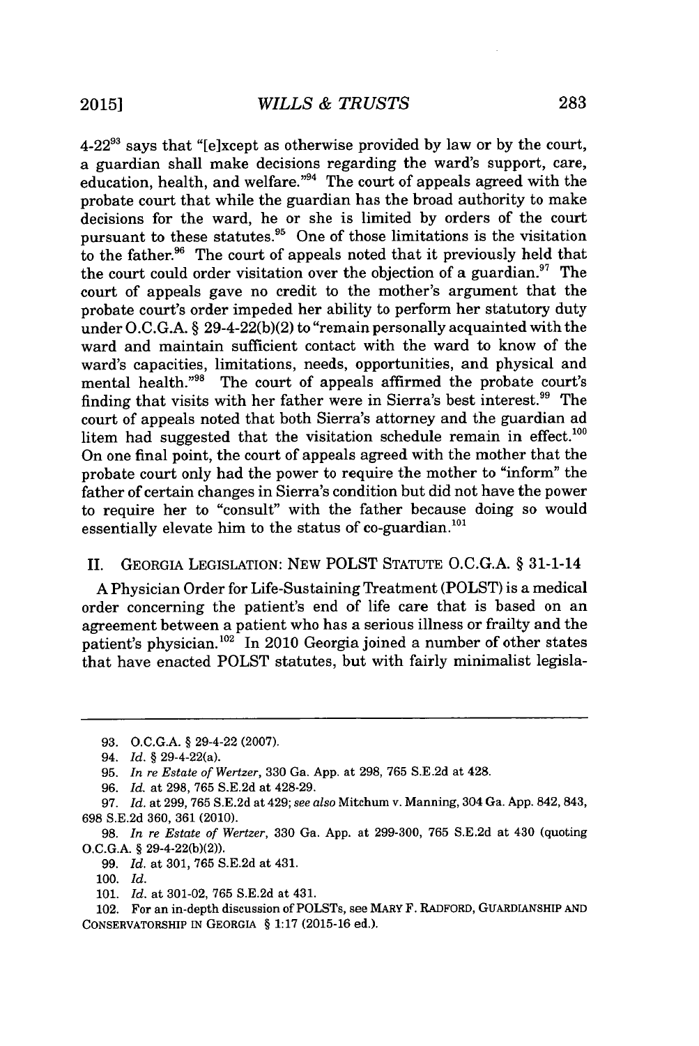4-22[93] says that "[e]xcept as otherwise provided by law or by the court, a guardian shall make decisions regarding the ward's support, care, education, health, and welfare."[94] The court of appeals agreed with the probate court that while the guardian has the broad authority to make decisions for the ward, he or she is limited by orders of the court pursuant to these statutes.[95] One of those limitations is the visitation to the father.[96] The court of appeals noted that it previously held that the court could order visitation over the objection of a guardian.[97] The court of appeals gave no credit to the mother's argument that the probate court's order impeded her ability to perform her statutory duty under O.C.G.A. § 29-4-22(b)(2) to "remain personally acquainted with the ward and maintain sufficient contact with the ward to know of the ward's capacities, limitations, needs, opportunities, and physical and mental health."[98] The court of appeals affirmed the probate court's finding that visits with her father were in Sierra's best interest.[99] The court of appeals noted that both Sierra's attorney and the guardian ad litem had suggested that the visitation schedule remain in effect.[100] On one final point, the court of appeals agreed with the mother that the probate court only had the power to require the mother to "inform" the father of certain changes in Sierra's condition but did not have the power to require her to "consult" with the father because doing so would essentially elevate him to the status of co-guardian.[101]

## II. GEORGIA LEGISLATION: NEW POLST STATUTE O.C.G.A. § 31-1-14

A Physician Order for Life-Sustaining Treatment (POLST) is a medical order concerning the patient's end of life care that is based on an agreement between a patient who has a serious illness or frailty and the patient's physician.[102] In 2010 Georgia joined a number of other states that have enacted POLST statutes, but with fairly minimalist legisla-

---

93. O.C.G.A. § 29-4-22 (2007).

94. *Id.* § 29-4-22(a).

95. *In re Estate of Wertzer*, 330 Ga. App. at 298, 765 S.E.2d at 428.

96. *Id.* at 298, 765 S.E.2d at 428-29.

97. *Id.* at 299, 765 S.E.2d at 429; *see also* Mitchum v. Manning, 304 Ga. App. 842, 843, 698 S.E.2d 360, 361 (2010).

98. *In re Estate of Wertzer*, 330 Ga. App. at 299-300, 765 S.E.2d at 430 (quoting O.C.G.A. § 29-4-22(b)(2)).

99. *Id.* at 301, 765 S.E.2d at 431.

100. *Id.*

101. *Id.* at 301-02, 765 S.E.2d at 431.

102. For an in-depth discussion of POLSTs, see MARY F. RADFORD, GUARDIANSHIP AND CONSERVATORSHIP IN GEORGIA § 1:17 (2015-16 ed.).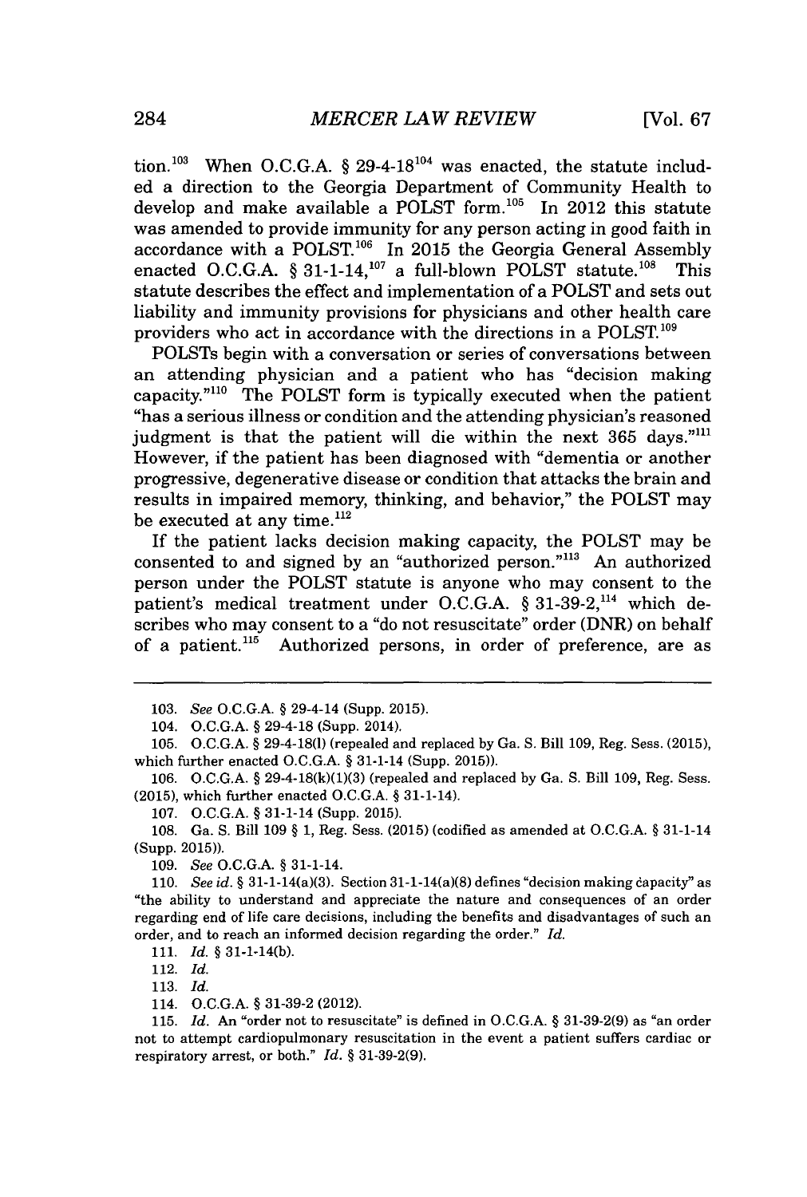tion.[103] When O.C.G.A. § 29-4-18[104] was enacted, the statute included a direction to the Georgia Department of Community Health to develop and make available a POLST form.[105] In 2012 this statute was amended to provide immunity for any person acting in good faith in accordance with a POLST.[106] In 2015 the Georgia General Assembly enacted O.C.G.A. § 31-1-14,[107] a full-blown POLST statute.[108] This statute describes the effect and implementation of a POLST and sets out liability and immunity provisions for physicians and other health care providers who act in accordance with the directions in a POLST.[109]

POLSTs begin with a conversation or series of conversations between an attending physician and a patient who has "decision making capacity."[110] The POLST form is typically executed when the patient "has a serious illness or condition and the attending physician's reasoned judgment is that the patient will die within the next 365 days."[111] However, if the patient has been diagnosed with "dementia or another progressive, degenerative disease or condition that attacks the brain and results in impaired memory, thinking, and behavior," the POLST may be executed at any time.[112]

If the patient lacks decision making capacity, the POLST may be consented to and signed by an "authorized person."[113] An authorized person under the POLST statute is anyone who may consent to the patient's medical treatment under O.C.G.A. § 31-39-2,[114] which describes who may consent to a "do not resuscitate" order (DNR) on behalf of a patient.[115] Authorized persons, in order of preference, are as

---

103. *See* O.C.G.A. § 29-4-14 (Supp. 2015).

104. O.C.G.A. § 29-4-18 (Supp. 2014).

105. O.C.G.A. § 29-4-18(l) (repealed and replaced by Ga. S. Bill 109, Reg. Sess. (2015), which further enacted O.C.G.A. § 31-1-14 (Supp. 2015)).

106. O.C.G.A. § 29-4-18(k)(1)(3) (repealed and replaced by Ga. S. Bill 109, Reg. Sess. (2015), which further enacted O.C.G.A. § 31-1-14).

107. O.C.G.A. § 31-1-14 (Supp. 2015).

108. Ga. S. Bill 109 § 1, Reg. Sess. (2015) (codified as amended at O.C.G.A. § 31-1-14 (Supp. 2015)).

109. *See* O.C.G.A. § 31-1-14.

110. *See id.* § 31-1-14(a)(3). Section 31-1-14(a)(8) defines "decision making capacity" as "the ability to understand and appreciate the nature and consequences of an order regarding end of life care decisions, including the benefits and disadvantages of such an order, and to reach an informed decision regarding the order." *Id.*

111. *Id.* § 31-1-14(b).

112. *Id.*

113. *Id.*

114. O.C.G.A. § 31-39-2 (2012).

115. *Id.* An "order not to resuscitate" is defined in O.C.G.A. § 31-39-2(9) as "an order not to attempt cardiopulmonary resuscitation in the event a patient suffers cardiac or respiratory arrest, or both." *Id.* § 31-39-2(9).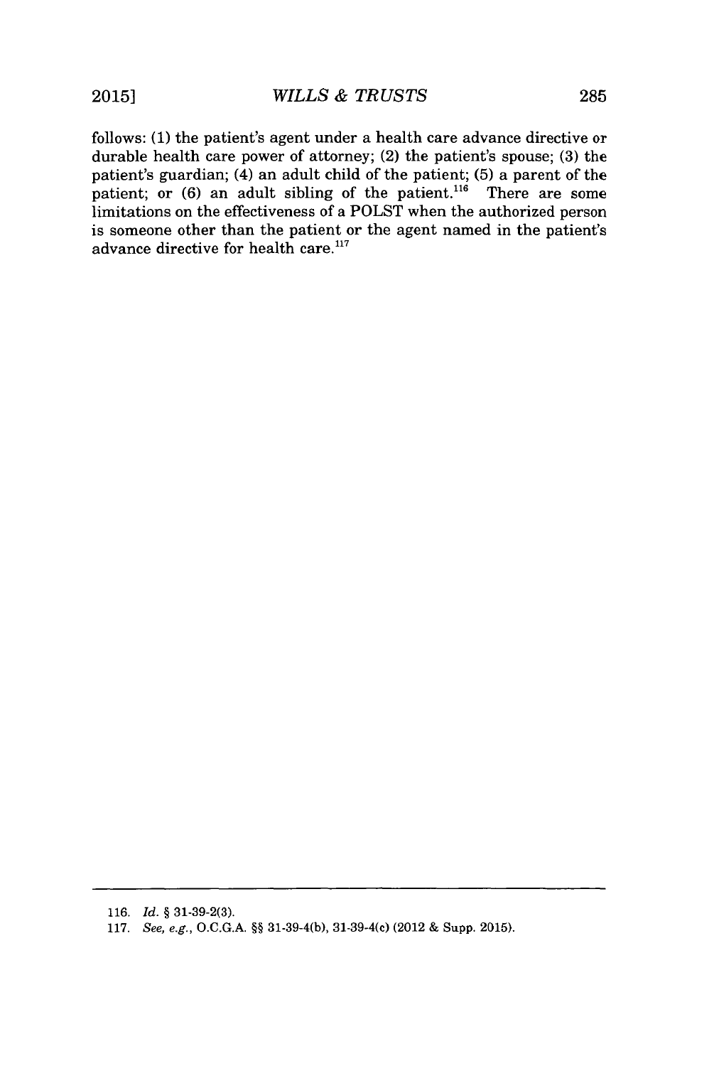follows: (1) the patient's agent under a health care advance directive or durable health care power of attorney; (2) the patient's spouse; (3) the patient's guardian; (4) an adult child of the patient; (5) a parent of the patient; or (6) an adult sibling of the patient.[116] There are some limitations on the effectiveness of a POLST when the authorized person is someone other than the patient or the agent named in the patient's advance directive for health care.[117]

---

116. *Id.* § 31-39-2(3).

117. *See, e.g.*, O.C.G.A. §§ 31-39-4(b), 31-39-4(c) (2012 & Supp. 2015).